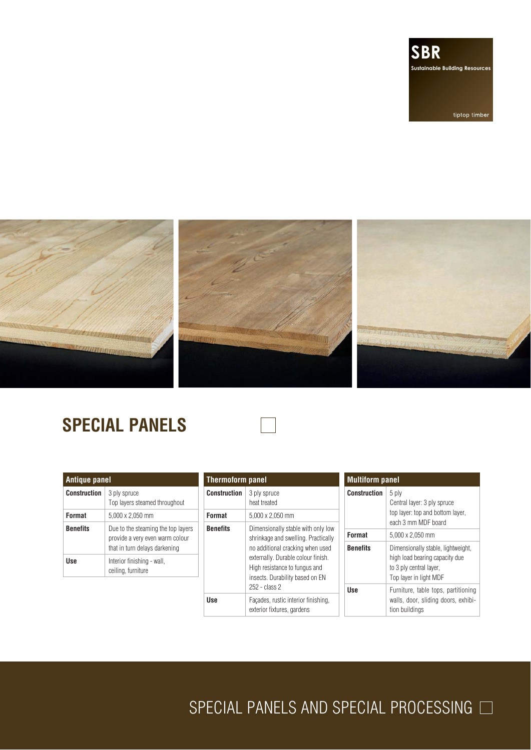SBR
Sustainable Building Resources

tiptop timber

# SPECIAL PANELS

| Antique panel | |
|---|---|
| **Construction** | 3 ply spruce<br>Top layers steamed throughout |
| **Format** | 5,000 x 2,050 mm |
| **Benefits** | Due to the steaming the top layers provide a very even warm colour that in turn delays darkening |
| **Use** | Interior finishing - wall, ceiling, furniture |

| Thermoform panel | |
|---|---|
| **Construction** | 3 ply spruce<br>heat treated |
| **Format** | 5,000 x 2,050 mm |
| **Benefits** | Dimensionally stable with only low shrinkage and swelling. Practically no additional cracking when used externally. Durable colour finish. High resistance to fungus and insects. Durability based on EN 252 - class 2 |
| **Use** | Façades, rustic interior finishing, exterior fixtures, gardens |

| Multiform panel | |
|---|---|
| **Construction** | 5 ply<br>Central layer: 3 ply spruce<br>top layer: top and bottom layer, each 3 mm MDF board |
| **Format** | 5,000 x 2,050 mm |
| **Benefits** | Dimensionally stable, lightweight, high load bearing capacity due to 3 ply central layer,<br>Top layer in light MDF |
| **Use** | Furniture, table tops, partitioning walls, door, sliding doors, exhibition buildings |

SPECIAL PANELS AND SPECIAL PROCESSING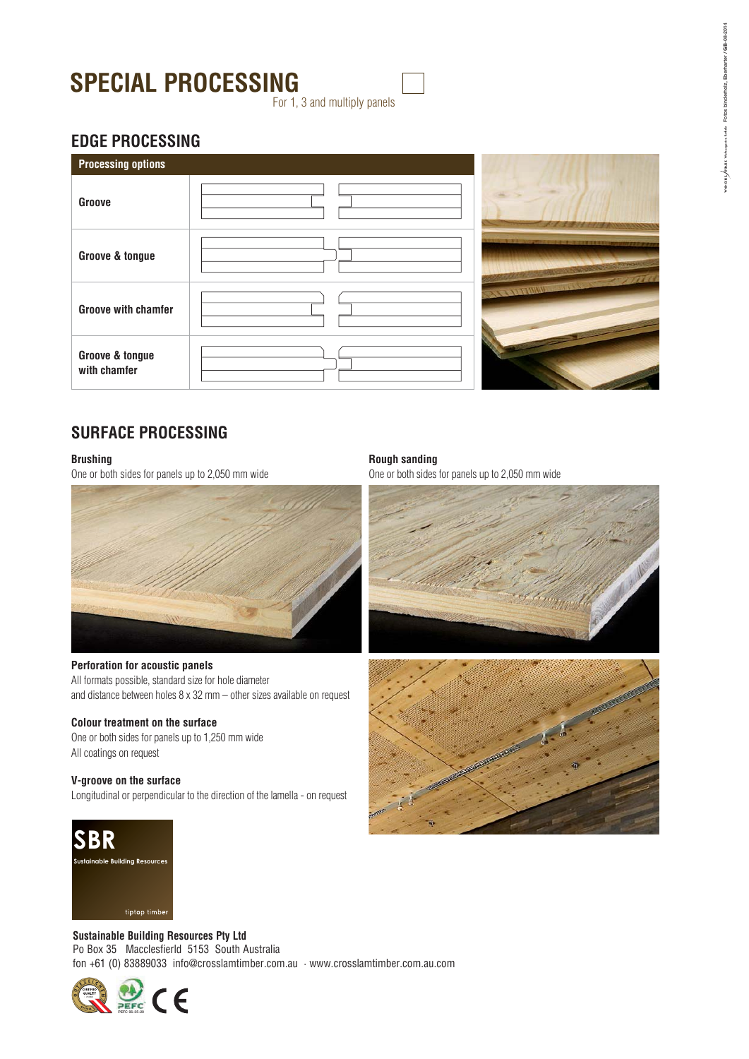# SPECIAL PROCESSING

For 1, 3 and multiply panels

## EDGE PROCESSING

| Processing options |
| --- |
| Groove |
| Groove & tongue |
| Groove with chamfer |
| Groove & tongue with chamfer |

## SURFACE PROCESSING

**Brushing**
One or both sides for panels up to 2,050 mm wide

**Rough sanding**
One or both sides for panels up to 2,050 mm wide

**Perforation for acoustic panels**
All formats possible, standard size for hole diameter and distance between holes 8 x 32 mm – other sizes available on request

**Colour treatment on the surface**
One or both sides for panels up to 1,250 mm wide
All coatings on request

**V-groove on the surface**
Longitudinal or perpendicular to the direction of the lamella - on request

**SBR**
Sustainable Building Resources
tiptop timber

**Sustainable Building Resources Pty Ltd**
Po Box 35 Macclesfierld 5153 South Australia
fon +61 (0) 83889033 info@crosslamtimber.com.au · www.crosslamtimber.com.au.com